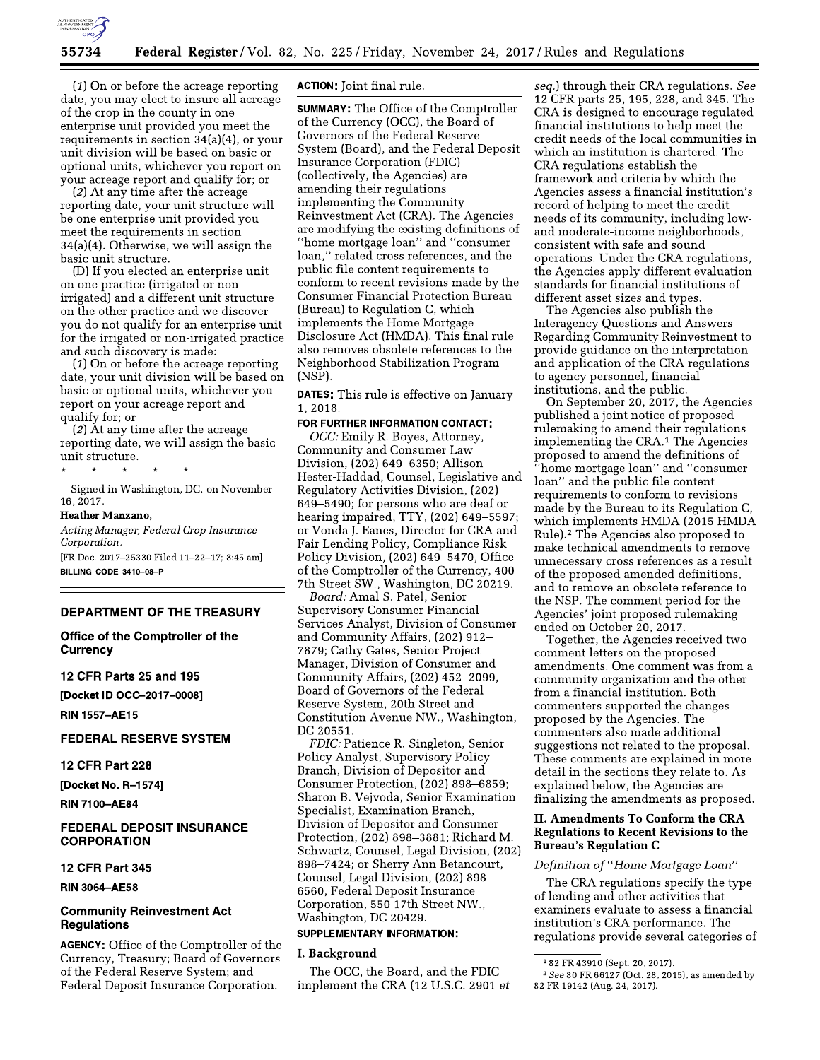(*1*) On or before the acreage reporting date, you may elect to insure all acreage of the crop in the county in one enterprise unit provided you meet the requirements in section 34(a)(4), or your unit division will be based on basic or optional units, whichever you report on your acreage report and qualify for; or

(*2*) At any time after the acreage reporting date, your unit structure will be one enterprise unit provided you meet the requirements in section 34(a)(4). Otherwise, we will assign the basic unit structure.

(D) If you elected an enterprise unit on one practice (irrigated or non-irrigated) and a different unit structure on the other practice and we discover you do not qualify for an enterprise unit for the irrigated or non-irrigated practice and such discovery is made:

(*1*) On or before the acreage reporting date, your unit division will be based on basic or optional units, whichever you report on your acreage report and qualify for; or

(*2*) At any time after the acreage reporting date, we will assign the basic unit structure.

\* \* \* \* \*

Signed in Washington, DC, on November 16, 2017.

**Heather Manzano,**

*Acting Manager, Federal Crop Insurance Corporation.*

[FR Doc. 2017–25330 Filed 11–22–17; 8:45 am]

**BILLING CODE 3410–08–P**

## DEPARTMENT OF THE TREASURY

### Office of the Comptroller of the Currency

### 12 CFR Parts 25 and 195

**[Docket ID OCC–2017–0008]**

**RIN 1557–AE15**

## FEDERAL RESERVE SYSTEM

### 12 CFR Part 228

**[Docket No. R–1574]**

**RIN 7100–AE84**

## FEDERAL DEPOSIT INSURANCE CORPORATION

### 12 CFR Part 345

**RIN 3064–AE58**

### Community Reinvestment Act Regulations

**AGENCY:** Office of the Comptroller of the Currency, Treasury; Board of Governors of the Federal Reserve System; and Federal Deposit Insurance Corporation.

**ACTION:** Joint final rule.

**SUMMARY:** The Office of the Comptroller of the Currency (OCC), the Board of Governors of the Federal Reserve System (Board), and the Federal Deposit Insurance Corporation (FDIC) (collectively, the Agencies) are amending their regulations implementing the Community Reinvestment Act (CRA). The Agencies are modifying the existing definitions of "home mortgage loan" and "consumer loan," related cross references, and the public file content requirements to conform to recent revisions made by the Consumer Financial Protection Bureau (Bureau) to Regulation C, which implements the Home Mortgage Disclosure Act (HMDA). This final rule also removes obsolete references to the Neighborhood Stabilization Program (NSP).

**DATES:** This rule is effective on January 1, 2018.

**FOR FURTHER INFORMATION CONTACT:**

*OCC:* Emily R. Boyes, Attorney, Community and Consumer Law Division, (202) 649–6350; Allison Hester-Haddad, Counsel, Legislative and Regulatory Activities Division, (202) 649–5490; for persons who are deaf or hearing impaired, TTY, (202) 649–5597; or Vonda J. Eanes, Director for CRA and Fair Lending Policy, Compliance Risk Policy Division, (202) 649–5470, Office of the Comptroller of the Currency, 400 7th Street SW., Washington, DC 20219.

*Board:* Amal S. Patel, Senior Supervisory Consumer Financial Services Analyst, Division of Consumer and Community Affairs, (202) 912–7879; Cathy Gates, Senior Project Manager, Division of Consumer and Community Affairs, (202) 452–2099, Board of Governors of the Federal Reserve System, 20th Street and Constitution Avenue NW., Washington, DC 20551.

*FDIC:* Patience R. Singleton, Senior Policy Analyst, Supervisory Policy Branch, Division of Depositor and Consumer Protection, (202) 898–6859; Sharon B. Vejvoda, Senior Examination Specialist, Examination Branch, Division of Depositor and Consumer Protection, (202) 898–3881; Richard M. Schwartz, Counsel, Legal Division, (202) 898–7424; or Sherry Ann Betancourt, Counsel, Legal Division, (202) 898–6560, Federal Deposit Insurance Corporation, 550 17th Street NW., Washington, DC 20429.

**SUPPLEMENTARY INFORMATION:**

## I. Background

The OCC, the Board, and the FDIC implement the CRA (12 U.S.C. 2901 *et seq.*) through their CRA regulations. *See* 12 CFR parts 25, 195, 228, and 345. The CRA is designed to encourage regulated financial institutions to help meet the credit needs of the local communities in which an institution is chartered. The CRA regulations establish the framework and criteria by which the Agencies assess a financial institution's record of helping to meet the credit needs of its community, including low- and moderate-income neighborhoods, consistent with safe and sound operations. Under the CRA regulations, the Agencies apply different evaluation standards for financial institutions of different asset sizes and types.

The Agencies also publish the Interagency Questions and Answers Regarding Community Reinvestment to provide guidance on the interpretation and application of the CRA regulations to agency personnel, financial institutions, and the public.

On September 20, 2017, the Agencies published a joint notice of proposed rulemaking to amend their regulations implementing the CRA.[1] The Agencies proposed to amend the definitions of "home mortgage loan" and "consumer loan" and the public file content requirements to conform to revisions made by the Bureau to its Regulation C, which implements HMDA (2015 HMDA Rule).[2] The Agencies also proposed to make technical amendments to remove unnecessary cross references as a result of the proposed amended definitions, and to remove an obsolete reference to the NSP. The comment period for the Agencies' joint proposed rulemaking ended on October 20, 2017.

Together, the Agencies received two comment letters on the proposed amendments. One comment was from a community organization and the other from a financial institution. Both commenters supported the changes proposed by the Agencies. The commenters also made additional suggestions not related to the proposal. These comments are explained in more detail in the sections they relate to. As explained below, the Agencies are finalizing the amendments as proposed.

## II. Amendments To Conform the CRA Regulations to Recent Revisions to the Bureau's Regulation C

### *Definition of "Home Mortgage Loan"*

The CRA regulations specify the type of lending and other activities that examiners evaluate to assess a financial institution's CRA performance. The regulations provide several categories of

[1] 82 FR 43910 (Sept. 20, 2017).

[2] *See* 80 FR 66127 (Oct. 28, 2015), as amended by 82 FR 19142 (Aug. 24, 2017).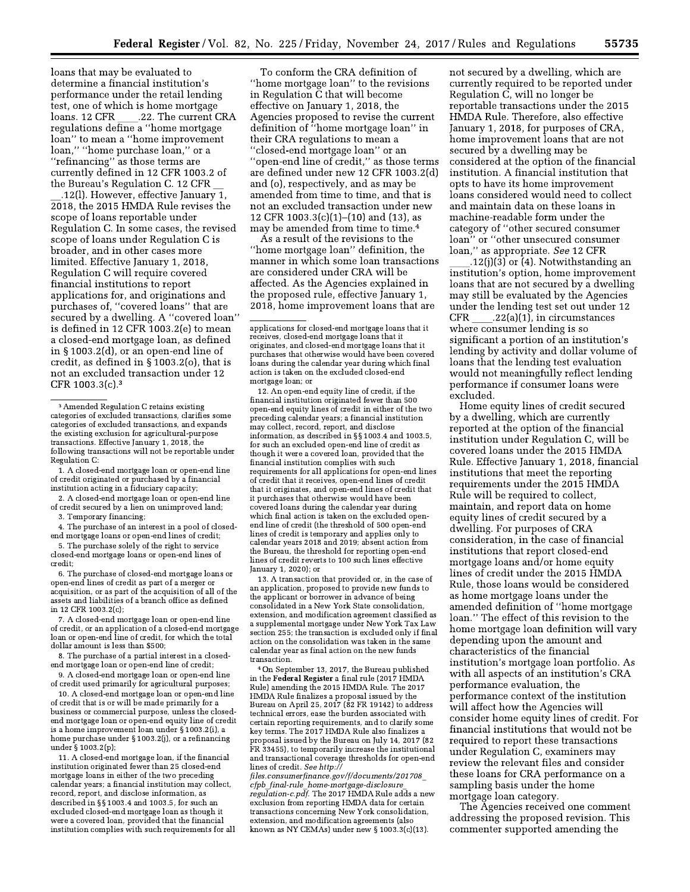loans that may be evaluated to determine a financial institution's performance under the retail lending test, one of which is home mortgage loans. 12 CFR ____.22. The current CRA regulations define a "home mortgage loan" to mean a "home improvement loan," "home purchase loan," or a "refinancing" as those terms are currently defined in 12 CFR 1003.2 of the Bureau's Regulation C. 12 CFR ____.12(l). However, effective January 1, 2018, the 2015 HMDA Rule revises the scope of loans reportable under Regulation C. In some cases, the revised scope of loans under Regulation C is broader, and in other cases more limited. Effective January 1, 2018, Regulation C will require covered financial institutions to report applications for, and originations and purchases of, "covered loans" that are secured by a dwelling. A "covered loan" is defined in 12 CFR 1003.2(e) to mean a closed-end mortgage loan, as defined in § 1003.2(d), or an open-end line of credit, as defined in § 1003.2(o), that is not an excluded transaction under 12 CFR 1003.3(c).[3]

To conform the CRA definition of "home mortgage loan" to the revisions in Regulation C that will become effective on January 1, 2018, the Agencies proposed to revise the current definition of "home mortgage loan" in their CRA regulations to mean a "closed-end mortgage loan" or an "open-end line of credit," as those terms are defined under new 12 CFR 1003.2(d) and (o), respectively, and as may be amended from time to time, and that is not an excluded transaction under new 12 CFR 1003.3(c)(1)–(10) and (13), as may be amended from time to time.[4]

As a result of the revisions to the "home mortgage loan" definition, the manner in which some loan transactions are considered under CRA will be affected. As the Agencies explained in the proposed rule, effective January 1, 2018, home improvement loans that are not secured by a dwelling, which are currently required to be reported under Regulation C, will no longer be reportable transactions under the 2015 HMDA Rule. Therefore, also effective January 1, 2018, for purposes of CRA, home improvement loans that are not secured by a dwelling may be considered at the option of the financial institution. A financial institution that opts to have its home improvement loans considered would need to collect and maintain data on these loans in machine-readable form under the category of "other secured consumer loan" or "other unsecured consumer loan," as appropriate. *See* 12 CFR ____.12(j)(3) or (4). Notwithstanding an institution's option, home improvement loans that are not secured by a dwelling may still be evaluated by the Agencies under the lending test set out under 12 CFR ____.22(a)(1), in circumstances where consumer lending is so significant a portion of an institution's lending by activity and dollar volume of loans that the lending test evaluation would not meaningfully reflect lending performance if consumer loans were excluded.

Home equity lines of credit secured by a dwelling, which are currently reported at the option of the financial institution under Regulation C, will be covered loans under the 2015 HMDA Rule. Effective January 1, 2018, financial institutions that meet the reporting requirements under the 2015 HMDA Rule will be required to collect, maintain, and report data on home equity lines of credit secured by a dwelling. For purposes of CRA consideration, in the case of financial institutions that report closed-end mortgage loans and/or home equity lines of credit under the 2015 HMDA Rule, those loans would be considered as home mortgage loans under the amended definition of "home mortgage loan." The effect of this revision to the home mortgage loan definition will vary depending upon the amount and characteristics of the financial institution's mortgage loan portfolio. As with all aspects of an institution's CRA performance evaluation, the performance context of the institution will affect how the Agencies will consider home equity lines of credit. For financial institutions that would not be required to report these transactions under Regulation C, examiners may review the relevant files and consider these loans for CRA performance on a sampling basis under the home mortgage loan category.

The Agencies received one comment addressing the proposed revision. This commenter supported amending the

---

[3] Amended Regulation C retains existing categories of excluded transactions, clarifies some categories of excluded transactions, and expands the existing exclusion for agricultural-purpose transactions. Effective January 1, 2018, the following transactions will not be reportable under Regulation C:

1. A closed-end mortgage loan or open-end line of credit originated or purchased by a financial institution acting in a fiduciary capacity;

2. A closed-end mortgage loan or open-end line of credit secured by a lien on unimproved land;

3. Temporary financing;

4. The purchase of an interest in a pool of closed-end mortgage loans or open-end lines of credit;

5. The purchase solely of the right to service closed-end mortgage loans or open-end lines of credit;

6. The purchase of closed-end mortgage loans or open-end lines of credit as part of a merger or acquisition, or as part of the acquisition of all of the assets and liabilities of a branch office as defined in 12 CFR 1003.2(c);

7. A closed-end mortgage loan or open-end line of credit, or an application of a closed-end mortgage loan or open-end line of credit, for which the total dollar amount is less than $500;

8. The purchase of a partial interest in a closed-end mortgage loan or open-end line of credit;

9. A closed-end mortgage loan or open-end line of credit used primarily for agricultural purposes;

10. A closed-end mortgage loan or open-end line of credit that is or will be made primarily for a business or commercial purpose, unless the closed-end mortgage loan or open-end equity line of credit is a home improvement loan under § 1003.2(i), a home purchase under § 1003.2(j), or a refinancing under § 1003.2(p);

11. A closed-end mortgage loan, if the financial institution originated fewer than 25 closed-end mortgage loans in either of the two preceding calendar years; a financial institution may collect, record, report, and disclose information, as described in §§ 1003.4 and 1003.5, for such an excluded closed-end mortgage loan as though it were a covered loan, provided that the financial institution complies with such requirements for all applications for closed-end mortgage loans that it receives, closed-end mortgage loans that it originates, and closed-end mortgage loans that it purchases that otherwise would have been covered loans during the calendar year during which final action is taken on the excluded closed-end mortgage loan; or

12. An open-end equity line of credit, if the financial institution originated fewer than 500 open-end equity lines of credit in either of the two preceding calendar years; a financial institution may collect, record, report, and disclose information, as described in §§ 1003.4 and 1003.5, for such an excluded open-end line of credit as though it were a covered loan, provided that the financial institution complies with such requirements for all applications for open-end lines of credit that it receives, open-end lines of credit that it originates, and open-end lines of credit that it purchases that otherwise would have been covered loans during the calendar year during which final action is taken on the excluded open-end line of credit (the threshold of 500 open-end lines of credit is temporary and applies only to calendar years 2018 and 2019; absent action from the Bureau, the threshold for reporting open-end lines of credit reverts to 100 such lines effective January 1, 2020); or

13. A transaction that provided or, in the case of an application, proposed to provide new funds to the applicant or borrower in advance of being consolidated in a New York State consolidation, extension, and modification agreement classified as a supplemental mortgage under New York Tax Law section 255; the transaction is excluded only if final action on the consolidation was taken in the same calendar year as final action on the new funds transaction.

[4] On September 13, 2017, the Bureau published in the **Federal Register** a final rule (2017 HMDA Rule) amending the 2015 HMDA Rule. The 2017 HMDA Rule finalizes a proposal issued by the Bureau on April 25, 2017 (82 FR 19142) to address technical errors, ease the burden associated with certain reporting requirements, and to clarify some key terms. The 2017 HMDA Rule also finalizes a proposal issued by the Bureau on July 14, 2017 (82 FR 33455), to temporarily increase the institutional and transactional coverage thresholds for open-end lines of credit. *See http://files.consumerfinance.gov/f/documents/201708_cfpb_final-rule_home-mortgage-disclosure_regulation-c.pdf.* The 2017 HMDA Rule adds a new exclusion from reporting HMDA data for certain transactions concerning New York consolidation, extension, and modification agreements (also known as NY CEMAs) under new § 1003.3(c)(13).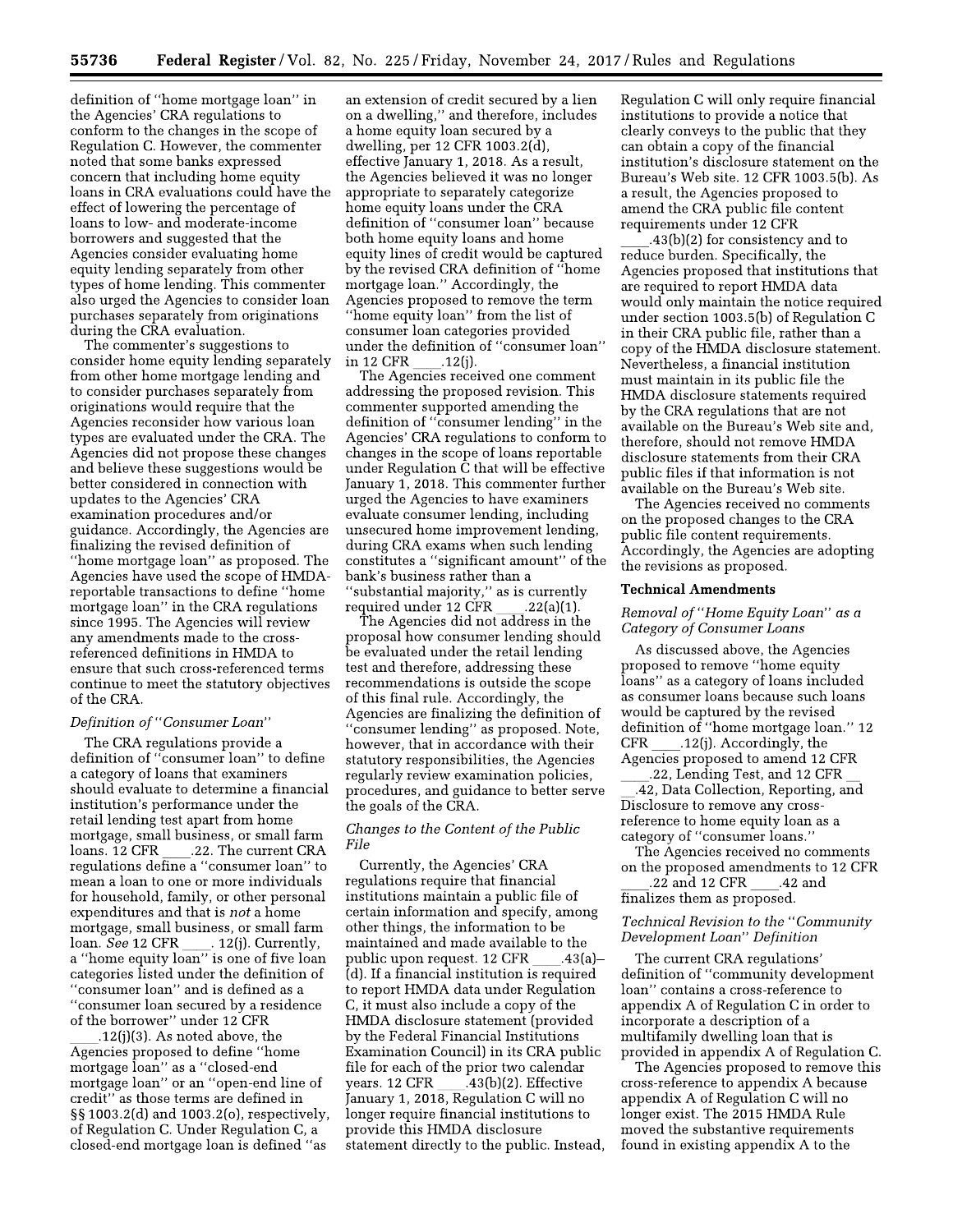definition of "home mortgage loan" in the Agencies' CRA regulations to conform to the changes in the scope of Regulation C. However, the commenter noted that some banks expressed concern that including home equity loans in CRA evaluations could have the effect of lowering the percentage of loans to low- and moderate-income borrowers and suggested that the Agencies consider evaluating home equity lending separately from other types of home lending. This commenter also urged the Agencies to consider loan purchases separately from originations during the CRA evaluation.

The commenter's suggestions to consider home equity lending separately from other home mortgage lending and to consider purchases separately from originations would require that the Agencies reconsider how various loan types are evaluated under the CRA. The Agencies did not propose these changes and believe these suggestions would be better considered in connection with updates to the Agencies' CRA examination procedures and/or guidance. Accordingly, the Agencies are finalizing the revised definition of "home mortgage loan" as proposed. The Agencies have used the scope of HMDA-reportable transactions to define "home mortgage loan" in the CRA regulations since 1995. The Agencies will review any amendments made to the cross-referenced definitions in HMDA to ensure that such cross-referenced terms continue to meet the statutory objectives of the CRA.

*Definition of "Consumer Loan"*

The CRA regulations provide a definition of "consumer loan" to define a category of loans that examiners should evaluate to determine a financial institution's performance under the retail lending test apart from home mortgage, small business, or small farm loans. 12 CFR ____.22. The current CRA regulations define a "consumer loan" to mean a loan to one or more individuals for household, family, or other personal expenditures and that is *not* a home mortgage, small business, or small farm loan. *See* 12 CFR ____. 12(j). Currently, a "home equity loan" is one of five loan categories listed under the definition of "consumer loan" and is defined as a "consumer loan secured by a residence of the borrower" under 12 CFR ____.12(j)(3). As noted above, the Agencies proposed to define "home mortgage loan" as a "closed-end mortgage loan" or an "open-end line of credit" as those terms are defined in §§ 1003.2(d) and 1003.2(o), respectively, of Regulation C. Under Regulation C, a closed-end mortgage loan is defined "as an extension of credit secured by a lien on a dwelling," and therefore, includes a home equity loan secured by a dwelling, per 12 CFR 1003.2(d), effective January 1, 2018. As a result, the Agencies believed it was no longer appropriate to separately categorize home equity loans under the CRA definition of "consumer loan" because both home equity loans and home equity lines of credit would be captured by the revised CRA definition of "home mortgage loan." Accordingly, the Agencies proposed to remove the term "home equity loan" from the list of consumer loan categories provided under the definition of "consumer loan" in 12 CFR ____.12(j).

The Agencies received one comment addressing the proposed revision. This commenter supported amending the definition of "consumer lending" in the Agencies' CRA regulations to conform to changes in the scope of loans reportable under Regulation C that will be effective January 1, 2018. This commenter further urged the Agencies to have examiners evaluate consumer lending, including unsecured home improvement lending, during CRA exams when such lending constitutes a "significant amount" of the bank's business rather than a "substantial majority," as is currently required under 12 CFR ____.22(a)(1).

The Agencies did not address in the proposal how consumer lending should be evaluated under the retail lending test and therefore, addressing these recommendations is outside the scope of this final rule. Accordingly, the Agencies are finalizing the definition of "consumer lending" as proposed. Note, however, that in accordance with their statutory responsibilities, the Agencies regularly review examination policies, procedures, and guidance to better serve the goals of the CRA.

*Changes to the Content of the Public File*

Currently, the Agencies' CRA regulations require that financial institutions maintain a public file of certain information and specify, among other things, the information to be maintained and made available to the public upon request. 12 CFR ____.43(a)–(d). If a financial institution is required to report HMDA data under Regulation C, it must also include a copy of the HMDA disclosure statement (provided by the Federal Financial Institutions Examination Council) in its CRA public file for each of the prior two calendar years. 12 CFR ____.43(b)(2). Effective January 1, 2018, Regulation C will no longer require financial institutions to provide this HMDA disclosure statement directly to the public. Instead, Regulation C will only require financial institutions to provide a notice that clearly conveys to the public that they can obtain a copy of the financial institution's disclosure statement on the Bureau's Web site. 12 CFR 1003.5(b). As a result, the Agencies proposed to amend the CRA public file content requirements under 12 CFR ____.43(b)(2) for consistency and to reduce burden. Specifically, the Agencies proposed that institutions that are required to report HMDA data would only maintain the notice required under section 1003.5(b) of Regulation C in their CRA public file, rather than a copy of the HMDA disclosure statement. Nevertheless, a financial institution must maintain in its public file the HMDA disclosure statements required by the CRA regulations that are not available on the Bureau's Web site and, therefore, should not remove HMDA disclosure statements from their CRA public files if that information is not available on the Bureau's Web site.

The Agencies received no comments on the proposed changes to the CRA public file content requirements. Accordingly, the Agencies are adopting the revisions as proposed.

**Technical Amendments**

*Removal of "Home Equity Loan" as a Category of Consumer Loans*

As discussed above, the Agencies proposed to remove "home equity loans" as a category of loans included as consumer loans because such loans would be captured by the revised definition of "home mortgage loan." 12 CFR ____.12(j). Accordingly, the Agencies proposed to amend 12 CFR ____.22, Lending Test, and 12 CFR ____.42, Data Collection, Reporting, and Disclosure to remove any cross-reference to home equity loan as a category of "consumer loans."

The Agencies received no comments on the proposed amendments to 12 CFR ____.22 and 12 CFR ____.42 and finalizes them as proposed.

*Technical Revision to the "Community Development Loan" Definition*

The current CRA regulations' definition of "community development loan" contains a cross-reference to appendix A of Regulation C in order to incorporate a description of a multifamily dwelling loan that is provided in appendix A of Regulation C.

The Agencies proposed to remove this cross-reference to appendix A because appendix A of Regulation C will no longer exist. The 2015 HMDA Rule moved the substantive requirements found in existing appendix A to the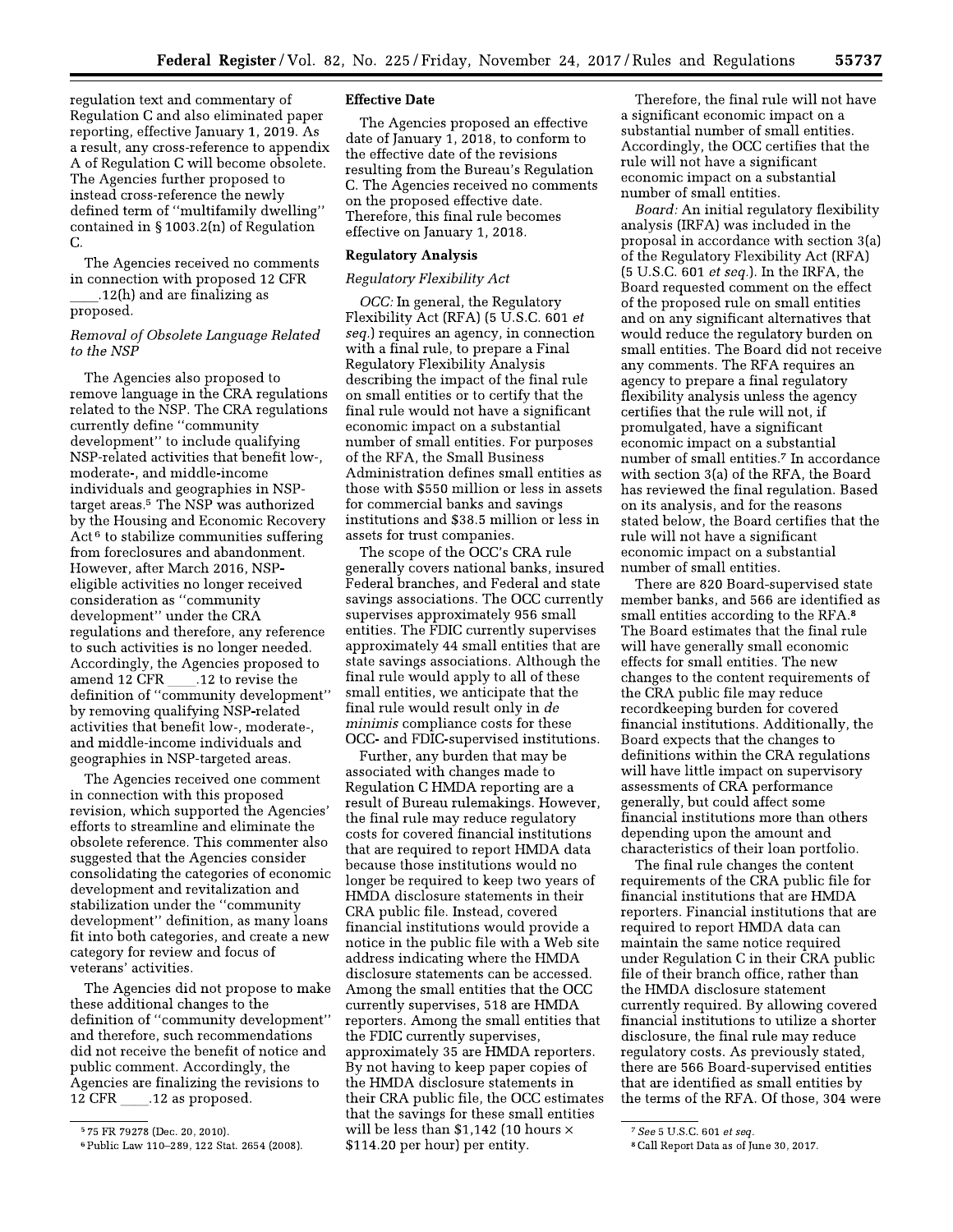regulation text and commentary of Regulation C and also eliminated paper reporting, effective January 1, 2019. As a result, any cross-reference to appendix A of Regulation C will become obsolete. The Agencies further proposed to instead cross-reference the newly defined term of "multifamily dwelling" contained in § 1003.2(n) of Regulation C.

The Agencies received no comments in connection with proposed 12 CFR ____.12(h) and are finalizing as proposed.

*Removal of Obsolete Language Related to the NSP*

The Agencies also proposed to remove language in the CRA regulations related to the NSP. The CRA regulations currently define "community development" to include qualifying NSP-related activities that benefit low-, moderate-, and middle-income individuals and geographies in NSP-target areas.[5] The NSP was authorized by the Housing and Economic Recovery Act[6] to stabilize communities suffering from foreclosures and abandonment. However, after March 2016, NSP-eligible activities no longer received consideration as "community development" under the CRA regulations and therefore, any reference to such activities is no longer needed. Accordingly, the Agencies proposed to amend 12 CFR ____.12 to revise the definition of "community development" by removing qualifying NSP-related activities that benefit low-, moderate-, and middle-income individuals and geographies in NSP-targeted areas.

The Agencies received one comment in connection with this proposed revision, which supported the Agencies' efforts to streamline and eliminate the obsolete reference. This commenter also suggested that the Agencies consider consolidating the categories of economic development and revitalization and stabilization under the "community development" definition, as many loans fit into both categories, and create a new category for review and focus of veterans' activities.

The Agencies did not propose to make these additional changes to the definition of "community development" and therefore, such recommendations did not receive the benefit of notice and public comment. Accordingly, the Agencies are finalizing the revisions to 12 CFR ____.12 as proposed.

[5] 75 FR 79278 (Dec. 20, 2010).

[6] Public Law 110–289, 122 Stat. 2654 (2008).

## Effective Date

The Agencies proposed an effective date of January 1, 2018, to conform to the effective date of the revisions resulting from the Bureau's Regulation C. The Agencies received no comments on the proposed effective date. Therefore, this final rule becomes effective on January 1, 2018.

## Regulatory Analysis

*Regulatory Flexibility Act*

*OCC:* In general, the Regulatory Flexibility Act (RFA) (5 U.S.C. 601 *et seq.*) requires an agency, in connection with a final rule, to prepare a Final Regulatory Flexibility Analysis describing the impact of the final rule on small entities or to certify that the final rule would not have a significant economic impact on a substantial number of small entities. For purposes of the RFA, the Small Business Administration defines small entities as those with $550 million or less in assets for commercial banks and savings institutions and $38.5 million or less in assets for trust companies.

The scope of the OCC's CRA rule generally covers national banks, insured Federal branches, and Federal and state savings associations. The OCC currently supervises approximately 956 small entities. The FDIC currently supervises approximately 44 small entities that are state savings associations. Although the final rule would apply to all of these small entities, we anticipate that the final rule would result only in *de minimis* compliance costs for these OCC- and FDIC-supervised institutions.

Further, any burden that may be associated with changes made to Regulation C HMDA reporting are a result of Bureau rulemakings. However, the final rule may reduce regulatory costs for covered financial institutions that are required to report HMDA data because those institutions would no longer be required to keep two years of HMDA disclosure statements in their CRA public file. Instead, covered financial institutions would provide a notice in the public file with a Web site address indicating where the HMDA disclosure statements can be accessed. Among the small entities that the OCC currently supervises, 518 are HMDA reporters. Among the small entities that the FDIC currently supervises, approximately 35 are HMDA reporters. By not having to keep paper copies of the HMDA disclosure statements in their CRA public file, the OCC estimates that the savings for these small entities will be less than $1,142 (10 hours × $114.20 per hour) per entity.

Therefore, the final rule will not have a significant economic impact on a substantial number of small entities. Accordingly, the OCC certifies that the rule will not have a significant economic impact on a substantial number of small entities.

*Board:* An initial regulatory flexibility analysis (IRFA) was included in the proposal in accordance with section 3(a) of the Regulatory Flexibility Act (RFA) (5 U.S.C. 601 *et seq.*). In the IRFA, the Board requested comment on the effect of the proposed rule on small entities and on any significant alternatives that would reduce the regulatory burden on small entities. The Board did not receive any comments. The RFA requires an agency to prepare a final regulatory flexibility analysis unless the agency certifies that the rule will not, if promulgated, have a significant economic impact on a substantial number of small entities.[7] In accordance with section 3(a) of the RFA, the Board has reviewed the final regulation. Based on its analysis, and for the reasons stated below, the Board certifies that the rule will not have a significant economic impact on a substantial number of small entities.

There are 820 Board-supervised state member banks, and 566 are identified as small entities according to the RFA.[8] The Board estimates that the final rule will have generally small economic effects for small entities. The new changes to the content requirements of the CRA public file may reduce recordkeeping burden for covered financial institutions. Additionally, the Board expects that the changes to definitions within the CRA regulations will have little impact on supervisory assessments of CRA performance generally, but could affect some financial institutions more than others depending upon the amount and characteristics of their loan portfolio.

The final rule changes the content requirements of the CRA public file for financial institutions that are HMDA reporters. Financial institutions that are required to report HMDA data can maintain the same notice required under Regulation C in their CRA public file of their branch office, rather than the HMDA disclosure statement currently required. By allowing covered financial institutions to utilize a shorter disclosure, the final rule may reduce regulatory costs. As previously stated, there are 566 Board-supervised entities that are identified as small entities by the terms of the RFA. Of those, 304 were

[7] *See* 5 U.S.C. 601 *et seq.*

[8] Call Report Data as of June 30, 2017.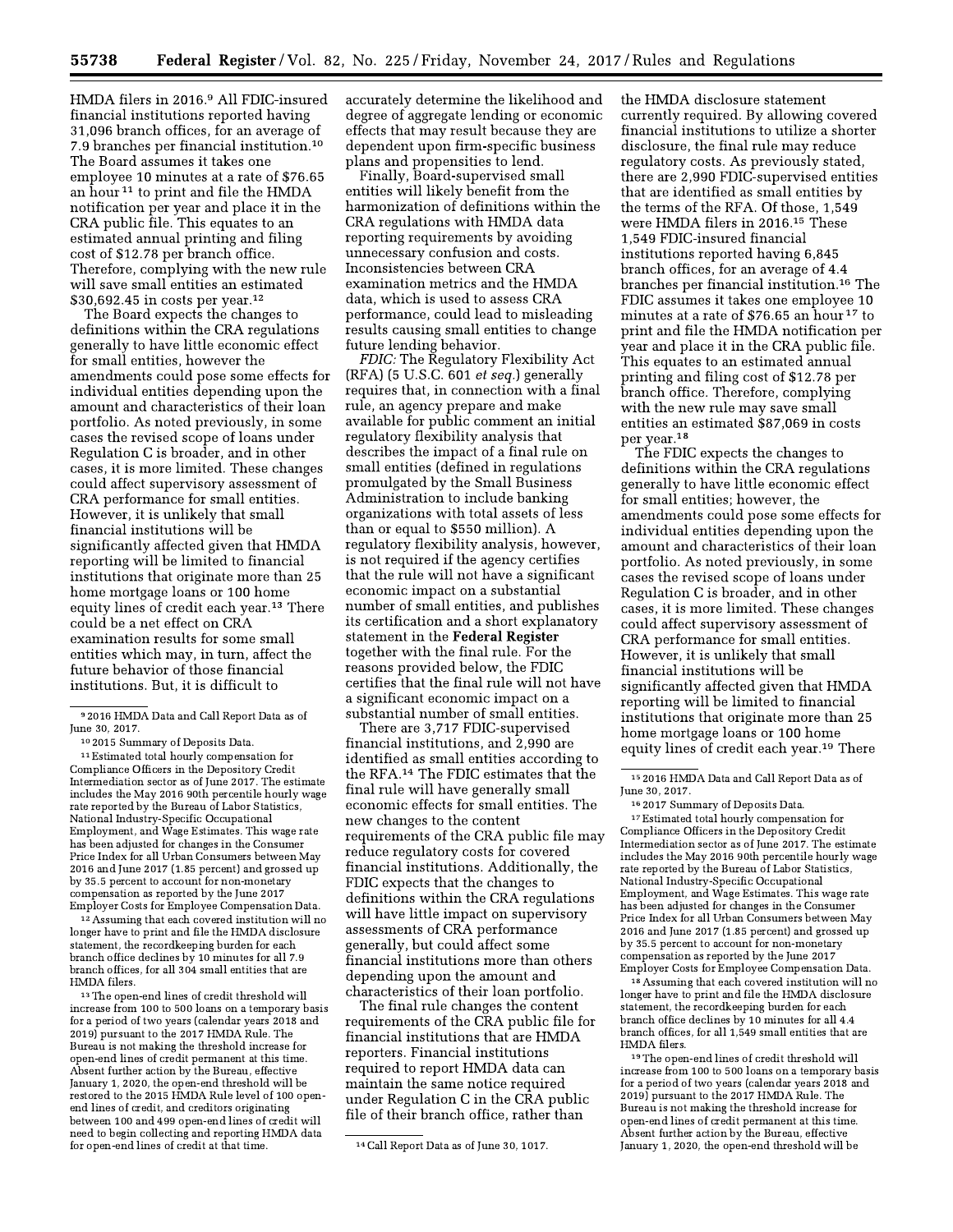HMDA filers in 2016.[9] All FDIC-insured financial institutions reported having 31,096 branch offices, for an average of 7.9 branches per financial institution.[10] The Board assumes it takes one employee 10 minutes at a rate of $76.65 an hour[11] to print and file the HMDA notification per year and place it in the CRA public file. This equates to an estimated annual printing and filing cost of $12.78 per branch office. Therefore, complying with the new rule will save small entities an estimated $30,692.45 in costs per year.[12]

The Board expects the changes to definitions within the CRA regulations generally to have little economic effect for small entities, however the amendments could pose some effects for individual entities depending upon the amount and characteristics of their loan portfolio. As noted previously, in some cases the revised scope of loans under Regulation C is broader, and in other cases, it is more limited. These changes could affect supervisory assessment of CRA performance for small entities. However, it is unlikely that small financial institutions will be significantly affected given that HMDA reporting will be limited to financial institutions that originate more than 25 home mortgage loans or 100 home equity lines of credit each year.[13] There could be a net effect on CRA examination results for some small entities which may, in turn, affect the future behavior of those financial institutions. But, it is difficult to accurately determine the likelihood and degree of aggregate lending or economic effects that may result because they are dependent upon firm-specific business plans and propensities to lend.

Finally, Board-supervised small entities will likely benefit from the harmonization of definitions within the CRA regulations with HMDA data reporting requirements by avoiding unnecessary confusion and costs. Inconsistencies between CRA examination metrics and the HMDA data, which is used to assess CRA performance, could lead to misleading results causing small entities to change future lending behavior.

*FDIC:* The Regulatory Flexibility Act (RFA) (5 U.S.C. 601 *et seq.*) generally requires that, in connection with a final rule, an agency prepare and make available for public comment an initial regulatory flexibility analysis that describes the impact of a final rule on small entities (defined in regulations promulgated by the Small Business Administration to include banking organizations with total assets of less than or equal to $550 million). A regulatory flexibility analysis, however, is not required if the agency certifies that the rule will not have a significant economic impact on a substantial number of small entities, and publishes its certification and a short explanatory statement in the **Federal Register** together with the final rule. For the reasons provided below, the FDIC certifies that the final rule will not have a significant economic impact on a substantial number of small entities.

There are 3,717 FDIC-supervised financial institutions, and 2,990 are identified as small entities according to the RFA.[14] The FDIC estimates that the final rule will have generally small economic effects for small entities. The new changes to the content requirements of the CRA public file may reduce regulatory costs for covered financial institutions. Additionally, the FDIC expects that the changes to definitions within the CRA regulations will have little impact on supervisory assessments of CRA performance generally, but could affect some financial institutions more than others depending upon the amount and characteristics of their loan portfolio.

The final rule changes the content requirements of the CRA public file for financial institutions that are HMDA reporters. Financial institutions required to report HMDA data can maintain the same notice required under Regulation C in the CRA public file of their branch office, rather than the HMDA disclosure statement currently required. By allowing covered financial institutions to utilize a shorter disclosure, the final rule may reduce regulatory costs. As previously stated, there are 2,990 FDIC-supervised entities that are identified as small entities by the terms of the RFA. Of those, 1,549 were HMDA filers in 2016.[15] These 1,549 FDIC-insured financial institutions reported having 6,845 branch offices, for an average of 4.4 branches per financial institution.[16] The FDIC assumes it takes one employee 10 minutes at a rate of $76.65 an hour[17] to print and file the HMDA notification per year and place it in the CRA public file. This equates to an estimated annual printing and filing cost of $12.78 per branch office. Therefore, complying with the new rule may save small entities an estimated $87,069 in costs per year.[18]

The FDIC expects the changes to definitions within the CRA regulations generally to have little economic effect for small entities; however, the amendments could pose some effects for individual entities depending upon the amount and characteristics of their loan portfolio. As noted previously, in some cases the revised scope of loans under Regulation C is broader, and in other cases, it is more limited. These changes could affect supervisory assessment of CRA performance for small entities. However, it is unlikely that small financial institutions will be significantly affected given that HMDA reporting will be limited to financial institutions that originate more than 25 home mortgage loans or 100 home equity lines of credit each year.[19] There

---

[9] 2016 HMDA Data and Call Report Data as of June 30, 2017.

[10] 2015 Summary of Deposits Data.

[11] Estimated total hourly compensation for Compliance Officers in the Depository Credit Intermediation sector as of June 2017. The estimate includes the May 2016 90th percentile hourly wage rate reported by the Bureau of Labor Statistics, National Industry-Specific Occupational Employment, and Wage Estimates. This wage rate has been adjusted for changes in the Consumer Price Index for all Urban Consumers between May 2016 and June 2017 (1.85 percent) and grossed up by 35.5 percent to account for non-monetary compensation as reported by the June 2017 Employer Costs for Employee Compensation Data.

[12] Assuming that each covered institution will no longer have to print and file the HMDA disclosure statement, the recordkeeping burden for each branch office declines by 10 minutes for all 7.9 branch offices, for all 304 small entities that are HMDA filers.

[13] The open-end lines of credit threshold will increase from 100 to 500 loans on a temporary basis for a period of two years (calendar years 2018 and 2019) pursuant to the 2017 HMDA Rule. The Bureau is not making the threshold increase for open-end lines of credit permanent at this time. Absent further action by the Bureau, effective January 1, 2020, the open-end threshold will be restored to the 2015 HMDA Rule level of 100 open-end lines of credit, and creditors originating between 100 and 499 open-end lines of credit will need to begin collecting and reporting HMDA data for open-end lines of credit at that time.

[14] Call Report Data as of June 30, 1017.

[15] 2016 HMDA Data and Call Report Data as of June 30, 2017.

[16] 2017 Summary of Deposits Data.

[17] Estimated total hourly compensation for Compliance Officers in the Depository Credit Intermediation sector as of June 2017. The estimate includes the May 2016 90th percentile hourly wage rate reported by the Bureau of Labor Statistics, National Industry-Specific Occupational Employment, and Wage Estimates. This wage rate has been adjusted for changes in the Consumer Price Index for all Urban Consumers between May 2016 and June 2017 (1.85 percent) and grossed up by 35.5 percent to account for non-monetary compensation as reported by the June 2017 Employer Costs for Employee Compensation Data.

[18] Assuming that each covered institution will no longer have to print and file the HMDA disclosure statement, the recordkeeping burden for each branch office declines by 10 minutes for all 4.4 branch offices, for all 1,549 small entities that are HMDA filers.

[19] The open-end lines of credit threshold will increase from 100 to 500 loans on a temporary basis for a period of two years (calendar years 2018 and 2019) pursuant to the 2017 HMDA Rule. The Bureau is not making the threshold increase for open-end lines of credit permanent at this time. Absent further action by the Bureau, effective January 1, 2020, the open-end threshold will be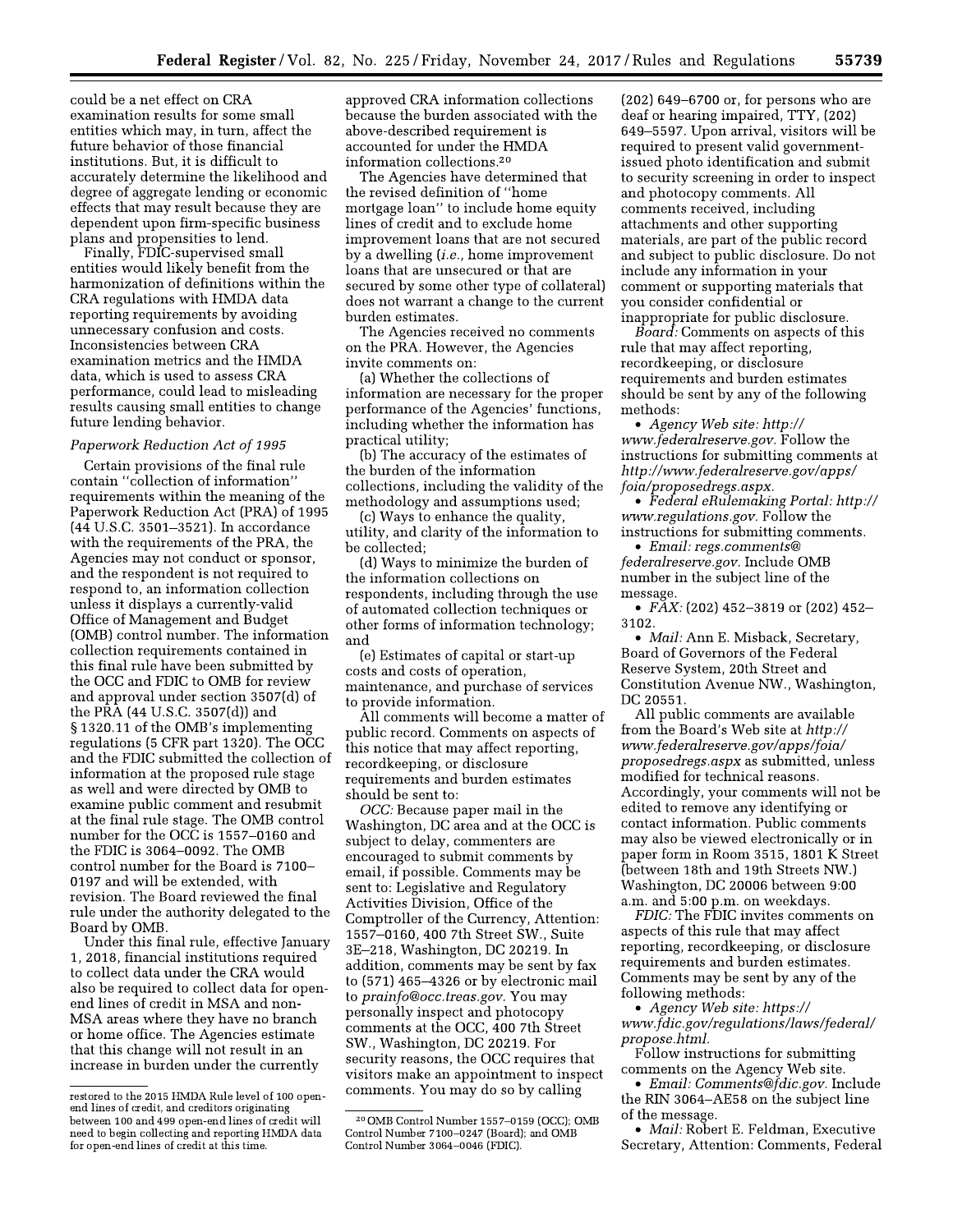could be a net effect on CRA examination results for some small entities which may, in turn, affect the future behavior of those financial institutions. But, it is difficult to accurately determine the likelihood and degree of aggregate lending or economic effects that may result because they are dependent upon firm-specific business plans and propensities to lend.

Finally, FDIC-supervised small entities would likely benefit from the harmonization of definitions within the CRA regulations with HMDA data reporting requirements by avoiding unnecessary confusion and costs. Inconsistencies between CRA examination metrics and the HMDA data, which is used to assess CRA performance, could lead to misleading results causing small entities to change future lending behavior.

*Paperwork Reduction Act of 1995*

Certain provisions of the final rule contain "collection of information" requirements within the meaning of the Paperwork Reduction Act (PRA) of 1995 (44 U.S.C. 3501–3521). In accordance with the requirements of the PRA, the Agencies may not conduct or sponsor, and the respondent is not required to respond to, an information collection unless it displays a currently-valid Office of Management and Budget (OMB) control number. The information collection requirements contained in this final rule have been submitted by the OCC and FDIC to OMB for review and approval under section 3507(d) of the PRA (44 U.S.C. 3507(d)) and § 1320.11 of the OMB's implementing regulations (5 CFR part 1320). The OCC and the FDIC submitted the collection of information at the proposed rule stage as well and were directed by OMB to examine public comment and resubmit at the final rule stage. The OMB control number for the OCC is 1557–0160 and the FDIC is 3064–0092. The OMB control number for the Board is 7100–0197 and will be extended, with revision. The Board reviewed the final rule under the authority delegated to the Board by OMB.

Under this final rule, effective January 1, 2018, financial institutions required to collect data under the CRA would also be required to collect data for open-end lines of credit in MSA and non-MSA areas where they have no branch or home office. The Agencies estimate that this change will not result in an increase in burden under the currently approved CRA information collections because the burden associated with the above-described requirement is accounted for under the HMDA information collections.[20]

The Agencies have determined that the revised definition of "home mortgage loan" to include home equity lines of credit and to exclude home improvement loans that are not secured by a dwelling (*i.e.,* home improvement loans that are unsecured or that are secured by some other type of collateral) does not warrant a change to the current burden estimates.

The Agencies received no comments on the PRA. However, the Agencies invite comments on:

(a) Whether the collections of information are necessary for the proper performance of the Agencies' functions, including whether the information has practical utility;

(b) The accuracy of the estimates of the burden of the information collections, including the validity of the methodology and assumptions used;

(c) Ways to enhance the quality, utility, and clarity of the information to be collected;

(d) Ways to minimize the burden of the information collections on respondents, including through the use of automated collection techniques or other forms of information technology; and

(e) Estimates of capital or start-up costs and costs of operation, maintenance, and purchase of services to provide information.

All comments will become a matter of public record. Comments on aspects of this notice that may affect reporting, recordkeeping, or disclosure requirements and burden estimates should be sent to:

*OCC:* Because paper mail in the Washington, DC area and at the OCC is subject to delay, commenters are encouraged to submit comments by email, if possible. Comments may be sent to: Legislative and Regulatory Activities Division, Office of the Comptroller of the Currency, Attention: 1557–0160, 400 7th Street SW., Suite 3E–218, Washington, DC 20219. In addition, comments may be sent by fax to (571) 465–4326 or by electronic mail to *prainfo@occ.treas.gov.* You may personally inspect and photocopy comments at the OCC, 400 7th Street SW., Washington, DC 20219. For security reasons, the OCC requires that visitors make an appointment to inspect comments. You may do so by calling (202) 649–6700 or, for persons who are deaf or hearing impaired, TTY, (202) 649–5597. Upon arrival, visitors will be required to present valid government-issued photo identification and submit to security screening in order to inspect and photocopy comments. All comments received, including attachments and other supporting materials, are part of the public record and subject to public disclosure. Do not include any information in your comment or supporting materials that you consider confidential or inappropriate for public disclosure.

*Board:* Comments on aspects of this rule that may affect reporting, recordkeeping, or disclosure requirements and burden estimates should be sent by any of the following methods:

- *Agency Web site: http://www.federalreserve.gov.* Follow the instructions for submitting comments at *http://www.federalreserve.gov/apps/foia/proposedregs.aspx.*
- *Federal eRulemaking Portal: http://www.regulations.gov.* Follow the instructions for submitting comments.
- *Email: regs.comments@federalreserve.gov.* Include OMB number in the subject line of the message.
- *FAX:* (202) 452–3819 or (202) 452–3102.
- *Mail:* Ann E. Misback, Secretary, Board of Governors of the Federal Reserve System, 20th Street and Constitution Avenue NW., Washington, DC 20551.

All public comments are available from the Board's Web site at *http://www.federalreserve.gov/apps/foia/proposedregs.aspx* as submitted, unless modified for technical reasons. Accordingly, your comments will not be edited to remove any identifying or contact information. Public comments may also be viewed electronically or in paper form in Room 3515, 1801 K Street (between 18th and 19th Streets NW.) Washington, DC 20006 between 9:00 a.m. and 5:00 p.m. on weekdays.

*FDIC:* The FDIC invites comments on aspects of this rule that may affect reporting, recordkeeping, or disclosure requirements and burden estimates. Comments may be sent by any of the following methods:

- *Agency Web site: https://www.fdic.gov/regulations/laws/federal/propose.html.*

Follow instructions for submitting comments on the Agency Web site.

- *Email: Comments@fdic.gov.* Include the RIN 3064–AE58 on the subject line of the message.
- *Mail:* Robert E. Feldman, Executive Secretary, Attention: Comments, Federal

---

restored to the 2015 HMDA Rule level of 100 open-end lines of credit, and creditors originating between 100 and 499 open-end lines of credit will need to begin collecting and reporting HMDA data for open-end lines of credit at this time.

[20] OMB Control Number 1557–0159 (OCC); OMB Control Number 7100–0247 (Board); and OMB Control Number 3064–0046 (FDIC).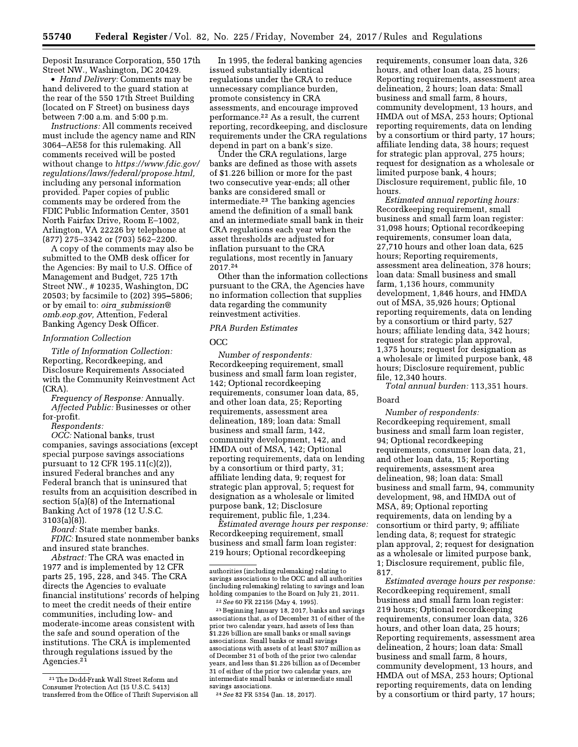Deposit Insurance Corporation, 550 17th Street NW., Washington, DC 20429.

- *Hand Delivery:* Comments may be hand delivered to the guard station at the rear of the 550 17th Street Building (located on F Street) on business days between 7:00 a.m. and 5:00 p.m.

*Instructions:* All comments received must include the agency name and RIN 3064–AE58 for this rulemaking. All comments received will be posted without change to *https://www.fdic.gov/regulations/laws/federal/propose.html,* including any personal information provided. Paper copies of public comments may be ordered from the FDIC Public Information Center, 3501 North Fairfax Drive, Room E–1002, Arlington, VA 22226 by telephone at (877) 275–3342 or (703) 562–2200.

A copy of the comments may also be submitted to the OMB desk officer for the Agencies: By mail to U.S. Office of Management and Budget, 725 17th Street NW., # 10235, Washington, DC 20503; by facsimile to (202) 395–5806; or by email to: *oira_submission@omb.eop.gov,* Attention, Federal Banking Agency Desk Officer.

*Information Collection*

*Title of Information Collection:* Reporting, Recordkeeping, and Disclosure Requirements Associated with the Community Reinvestment Act (CRA).

*Frequency of Response:* Annually.

*Affected Public:* Businesses or other for-profit.

*Respondents:*

*OCC:* National banks, trust companies, savings associations (except special purpose savings associations pursuant to 12 CFR 195.11(c)(2)), insured Federal branches and any Federal branch that is uninsured that results from an acquisition described in section 5(a)(8) of the International Banking Act of 1978 (12 U.S.C. 3103(a)(8)).

*Board:* State member banks.

*FDIC:* Insured state nonmember banks and insured state branches.

*Abstract:* The CRA was enacted in 1977 and is implemented by 12 CFR parts 25, 195, 228, and 345. The CRA directs the Agencies to evaluate financial institutions' records of helping to meet the credit needs of their entire communities, including low- and moderate-income areas consistent with the safe and sound operation of the institutions. The CRA is implemented through regulations issued by the Agencies.[21]

In 1995, the federal banking agencies issued substantially identical regulations under the CRA to reduce unnecessary compliance burden, promote consistency in CRA assessments, and encourage improved performance.[22] As a result, the current reporting, recordkeeping, and disclosure requirements under the CRA regulations depend in part on a bank's size.

Under the CRA regulations, large banks are defined as those with assets of $1.226 billion or more for the past two consecutive year-ends; all other banks are considered small or intermediate.[23] The banking agencies amend the definition of a small bank and an intermediate small bank in their CRA regulations each year when the asset thresholds are adjusted for inflation pursuant to the CRA regulations, most recently in January 2017.[24]

Other than the information collections pursuant to the CRA, the Agencies have no information collection that supplies data regarding the community reinvestment activities.

*PRA Burden Estimates*

OCC

*Number of respondents:* Recordkeeping requirement, small business and small farm loan register, 142; Optional recordkeeping requirements, consumer loan data, 85, and other loan data, 25; Reporting requirements, assessment area delineation, 189; loan data: Small business and small farm, 142, community development, 142, and HMDA out of MSA, 142; Optional reporting requirements, data on lending by a consortium or third party, 31; affiliate lending data, 9; request for strategic plan approval, 5; request for designation as a wholesale or limited purpose bank, 12; Disclosure requirement, public file, 1,234.

*Estimated average hours per response:* Recordkeeping requirement, small business and small farm loan register: 219 hours; Optional recordkeeping requirements, consumer loan data, 326 hours, and other loan data, 25 hours; Reporting requirements, assessment area delineation, 2 hours; loan data: Small business and small farm, 8 hours, community development, 13 hours, and HMDA out of MSA, 253 hours; Optional reporting requirements, data on lending by a consortium or third party, 17 hours; affiliate lending data, 38 hours; request for strategic plan approval, 275 hours; request for designation as a wholesale or limited purpose bank, 4 hours; Disclosure requirement, public file, 10 hours.

*Estimated annual reporting hours:* Recordkeeping requirement, small business and small farm loan register: 31,098 hours; Optional recordkeeping requirements, consumer loan data, 27,710 hours and other loan data, 625 hours; Reporting requirements, assessment area delineation, 378 hours; loan data: Small business and small farm, 1,136 hours, community development, 1,846 hours, and HMDA out of MSA, 35,926 hours; Optional reporting requirements, data on lending by a consortium or third party, 527 hours; affiliate lending data, 342 hours; request for strategic plan approval, 1,375 hours; request for designation as a wholesale or limited purpose bank, 48 hours; Disclosure requirement, public file, 12,340 hours.

*Total annual burden:* 113,351 hours.

Board

*Number of respondents:* Recordkeeping requirement, small business and small farm loan register, 94; Optional recordkeeping requirements, consumer loan data, 21, and other loan data, 15; Reporting requirements, assessment area delineation, 98; loan data: Small business and small farm, 94, community development, 98, and HMDA out of MSA, 89; Optional reporting requirements, data on lending by a consortium or third party, 9; affiliate lending data, 8; request for strategic plan approval, 2; request for designation as a wholesale or limited purpose bank, 1; Disclosure requirement, public file, 817.

*Estimated average hours per response:* Recordkeeping requirement, small business and small farm loan register: 219 hours; Optional recordkeeping requirements, consumer loan data, 326 hours, and other loan data, 25 hours; Reporting requirements, assessment area delineation, 2 hours; loan data: Small business and small farm, 8 hours, community development, 13 hours, and HMDA out of MSA, 253 hours; Optional reporting requirements, data on lending by a consortium or third party, 17 hours;

[21] The Dodd-Frank Wall Street Reform and Consumer Protection Act (15 U.S.C. 5413) transferred from the Office of Thrift Supervision all authorities (including rulemaking) relating to savings associations to the OCC and all authorities (including rulemaking) relating to savings and loan holding companies to the Board on July 21, 2011.

[22] *See* 60 FR 22156 (May 4, 1995).

[23] Beginning January 18, 2017, banks and savings associations that, as of December 31 of either of the prior two calendar years, had assets of less than $1.226 billion are small banks or small savings associations. Small banks or small savings associations with assets of at least $307 million as of December 31 of both of the prior two calendar years, and less than $1.226 billion as of December 31 of either of the prior two calendar years, are intermediate small banks or intermediate small savings associations.

[24] *See* 82 FR 5354 (Jan. 18, 2017).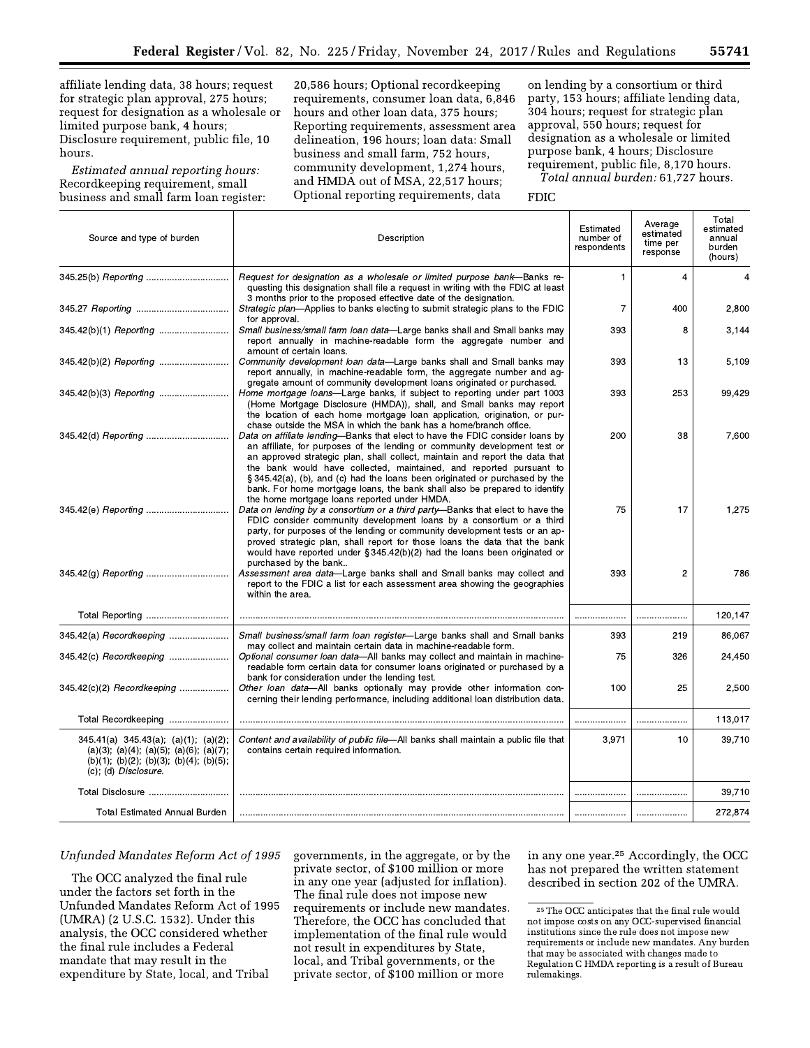affiliate lending data, 38 hours; request for strategic plan approval, 275 hours; request for designation as a wholesale or limited purpose bank, 4 hours; Disclosure requirement, public file, 10 hours.

*Estimated annual reporting hours:* Recordkeeping requirement, small business and small farm loan register: 20,586 hours; Optional recordkeeping requirements, consumer loan data, 6,846 hours and other loan data, 375 hours; Reporting requirements, assessment area delineation, 196 hours; loan data: Small business and small farm, 752 hours, community development, 1,274 hours, and HMDA out of MSA, 22,517 hours; Optional reporting requirements, data on lending by a consortium or third party, 153 hours; affiliate lending data, 304 hours; request for strategic plan approval, 550 hours; request for designation as a wholesale or limited purpose bank, 4 hours; Disclosure requirement, public file, 8,170 hours.

*Total annual burden:* 61,727 hours.

FDIC

| Source and type of burden | Description | Estimated number of respondents | Average estimated time per response | Total estimated annual burden (hours) |
|---|---|---|---|---|
| 345.25(b) *Reporting* | *Request for designation as a wholesale or limited purpose bank*—Banks requesting this designation shall file a request in writing with the FDIC at least 3 months prior to the proposed effective date of the designation. | 1 | 4 | 4 |
| 345.27 *Reporting* | *Strategic plan*—Applies to banks electing to submit strategic plans to the FDIC for approval. | 7 | 400 | 2,800 |
| 345.42(b)(1) *Reporting* | *Small business/small farm loan data*—Large banks shall and Small banks may report annually in machine-readable form the aggregate number and amount of certain loans. | 393 | 8 | 3,144 |
| 345.42(b)(2) *Reporting* | *Community development loan data*—Large banks shall and Small banks may report annually, in machine-readable form, the aggregate number and aggregate amount of community development loans originated or purchased. | 393 | 13 | 5,109 |
| 345.42(b)(3) *Reporting* | *Home mortgage loans*—Large banks, if subject to reporting under part 1003 (Home Mortgage Disclosure (HMDA)), shall, and Small banks may report the location of each home mortgage loan application, origination, or purchase outside the MSA in which the bank has a home/branch office. | 393 | 253 | 99,429 |
| 345.42(d) *Reporting* | *Data on affiliate lending*—Banks that elect to have the FDIC consider loans by an affiliate, for purposes of the lending or community development test or an approved strategic plan, shall collect, maintain and report the data that the bank would have collected, maintained, and reported pursuant to § 345.42(a), (b), and (c) had the loans been originated or purchased by the bank. For home mortgage loans, the bank shall also be prepared to identify the home mortgage loans reported under HMDA. | 200 | 38 | 7,600 |
| 345.42(e) *Reporting* | *Data on lending by a consortium or a third party*—Banks that elect to have the FDIC consider community development loans by a consortium or a third party, for purposes of the lending or community development tests or an approved strategic plan, shall report for those loans the data that the bank would have reported under § 345.42(b)(2) had the loans been originated or purchased by the bank.. | 75 | 17 | 1,275 |
| 345.42(g) *Reporting* | *Assessment area data*—Large banks shall and Small banks may collect and report to the FDIC a list for each assessment area showing the geographies within the area. | 393 | 2 | 786 |
| Total Reporting | | | | 120,147 |
| 345.42(a) *Recordkeeping* | *Small business/small farm loan register*—Large banks shall and Small banks may collect and maintain certain data in machine-readable form. | 393 | 219 | 86,067 |
| 345.42(c) *Recordkeeping* | *Optional consumer loan data*—All banks may collect and maintain in machine-readable form certain data for consumer loans originated or purchased by a bank for consideration under the lending test. | 75 | 326 | 24,450 |
| 345.42(c)(2) *Recordkeeping* | *Other loan data*—All banks optionally may provide other information concerning their lending performance, including additional loan distribution data. | 100 | 25 | 2,500 |
| Total Recordkeeping | | | | 113,017 |
| 345.41(a) 345.43(a); (a)(1); (a)(2); (a)(3); (a)(4); (a)(5); (a)(6); (a)(7); (b)(1); (b)(2); (b)(3); (b)(4); (b)(5); (c); (d) *Disclosure.* | *Content and availability of public file*—All banks shall maintain a public file that contains certain required information. | 3,971 | 10 | 39,710 |
| Total Disclosure | | | | 39,710 |
| Total Estimated Annual Burden | | | | 272,874 |

*Unfunded Mandates Reform Act of 1995*

The OCC analyzed the final rule under the factors set forth in the Unfunded Mandates Reform Act of 1995 (UMRA) (2 U.S.C. 1532). Under this analysis, the OCC considered whether the final rule includes a Federal mandate that may result in the expenditure by State, local, and Tribal governments, in the aggregate, or by the private sector, of $100 million or more in any one year (adjusted for inflation). The final rule does not impose new requirements or include new mandates. Therefore, the OCC has concluded that implementation of the final rule would not result in expenditures by State, local, and Tribal governments, or the private sector, of $100 million or more in any one year.[25] Accordingly, the OCC has not prepared the written statement described in section 202 of the UMRA.

[25] The OCC anticipates that the final rule would not impose costs on any OCC-supervised financial institutions since the rule does not impose new requirements or include new mandates. Any burden that may be associated with changes made to Regulation C HMDA reporting is a result of Bureau rulemakings.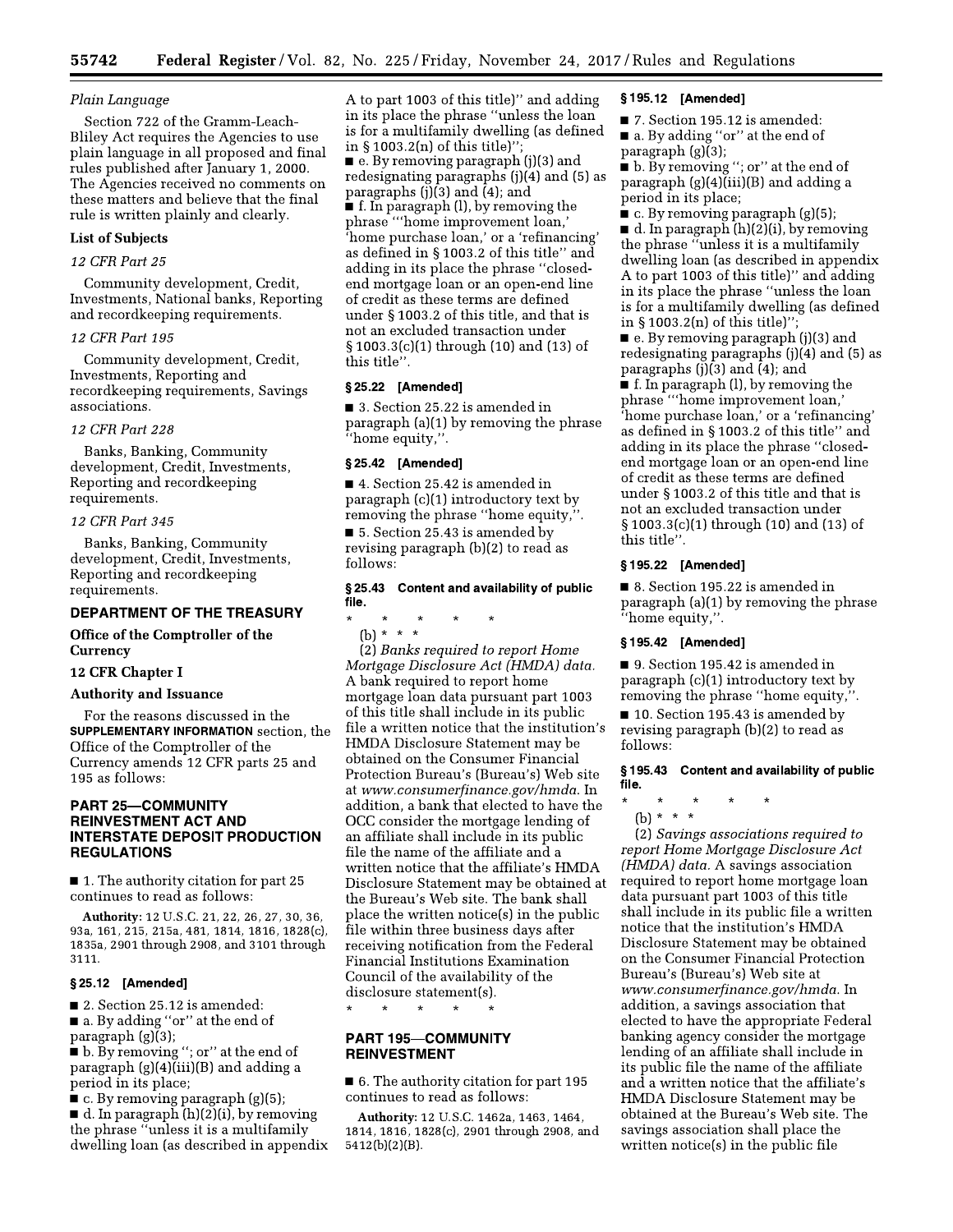*Plain Language*

Section 722 of the Gramm-Leach-Bliley Act requires the Agencies to use plain language in all proposed and final rules published after January 1, 2000. The Agencies received no comments on these matters and believe that the final rule is written plainly and clearly.

**List of Subjects**

*12 CFR Part 25*

Community development, Credit, Investments, National banks, Reporting and recordkeeping requirements.

*12 CFR Part 195*

Community development, Credit, Investments, Reporting and recordkeeping requirements, Savings associations.

*12 CFR Part 228*

Banks, Banking, Community development, Credit, Investments, Reporting and recordkeeping requirements.

*12 CFR Part 345*

Banks, Banking, Community development, Credit, Investments, Reporting and recordkeeping requirements.

## DEPARTMENT OF THE TREASURY

### Office of the Comptroller of the Currency

### 12 CFR Chapter I

### Authority and Issuance

For the reasons discussed in the SUPPLEMENTARY INFORMATION section, the Office of the Comptroller of the Currency amends 12 CFR parts 25 and 195 as follows:

## PART 25—COMMUNITY REINVESTMENT ACT AND INTERSTATE DEPOSIT PRODUCTION REGULATIONS

■ 1. The authority citation for part 25 continues to read as follows:

**Authority:** 12 U.S.C. 21, 22, 26, 27, 30, 36, 93a, 161, 215, 215a, 481, 1814, 1816, 1828(c), 1835a, 2901 through 2908, and 3101 through 3111.

### § 25.12 [Amended]

■ 2. Section 25.12 is amended:

■ a. By adding "or" at the end of paragraph (g)(3);

■ b. By removing "; or" at the end of paragraph (g)(4)(iii)(B) and adding a period in its place;

■ c. By removing paragraph (g)(5);

■ d. In paragraph (h)(2)(i), by removing the phrase "unless it is a multifamily dwelling loan (as described in appendix A to part 1003 of this title)" and adding in its place the phrase "unless the loan is for a multifamily dwelling (as defined in § 1003.2(n) of this title)";

■ e. By removing paragraph (j)(3) and redesignating paragraphs (j)(4) and (5) as paragraphs (j)(3) and (4); and

■ f. In paragraph (l), by removing the phrase "'home improvement loan,' 'home purchase loan,' or a 'refinancing' as defined in § 1003.2 of this title" and adding in its place the phrase "closed-end mortgage loan or an open-end line of credit as these terms are defined under § 1003.2 of this title, and that is not an excluded transaction under § 1003.3(c)(1) through (10) and (13) of this title".

### § 25.22 [Amended]

■ 3. Section 25.22 is amended in paragraph (a)(1) by removing the phrase "home equity,".

### § 25.42 [Amended]

■ 4. Section 25.42 is amended in paragraph (c)(1) introductory text by removing the phrase "home equity,".

■ 5. Section 25.43 is amended by revising paragraph (b)(2) to read as follows:

#### § 25.43 Content and availability of public file.

\* \* \* \* \*

(b) \* \* \*

(2) *Banks required to report Home Mortgage Disclosure Act (HMDA) data.* A bank required to report home mortgage loan data pursuant part 1003 of this title shall include in its public file a written notice that the institution's HMDA Disclosure Statement may be obtained on the Consumer Financial Protection Bureau's (Bureau's) Web site at *www.consumerfinance.gov/hmda*. In addition, a bank that elected to have the OCC consider the mortgage lending of an affiliate shall include in its public file the name of the affiliate and a written notice that the affiliate's HMDA Disclosure Statement may be obtained at the Bureau's Web site. The bank shall place the written notice(s) in the public file within three business days after receiving notification from the Federal Financial Institutions Examination Council of the availability of the disclosure statement(s).

\* \* \* \* \*

## PART 195—COMMUNITY REINVESTMENT

■ 6. The authority citation for part 195 continues to read as follows:

**Authority:** 12 U.S.C. 1462a, 1463, 1464, 1814, 1816, 1828(c), 2901 through 2908, and 5412(b)(2)(B).

### § 195.12 [Amended]

■ 7. Section 195.12 is amended:

■ a. By adding "or" at the end of paragraph (g)(3);

■ b. By removing "; or" at the end of paragraph (g)(4)(iii)(B) and adding a period in its place;

■ c. By removing paragraph (g)(5);

■ d. In paragraph (h)(2)(i), by removing the phrase "unless it is a multifamily dwelling loan (as described in appendix A to part 1003 of this title)" and adding in its place the phrase "unless the loan is for a multifamily dwelling (as defined in § 1003.2(n) of this title)";

■ e. By removing paragraph (j)(3) and redesignating paragraphs (j)(4) and (5) as paragraphs (j)(3) and (4); and

■ f. In paragraph (l), by removing the phrase "'home improvement loan,' 'home purchase loan,' or a 'refinancing' as defined in § 1003.2 of this title" and adding in its place the phrase "closed-end mortgage loan or an open-end line of credit as these terms are defined under § 1003.2 of this title and that is not an excluded transaction under § 1003.3(c)(1) through (10) and (13) of this title".

### § 195.22 [Amended]

■ 8. Section 195.22 is amended in paragraph (a)(1) by removing the phrase "home equity,".

### § 195.42 [Amended]

■ 9. Section 195.42 is amended in paragraph (c)(1) introductory text by removing the phrase "home equity,".

■ 10. Section 195.43 is amended by revising paragraph (b)(2) to read as follows:

#### § 195.43 Content and availability of public file.

\* \* \* \* \*

(b) \* \* \*

(2) *Savings associations required to report Home Mortgage Disclosure Act (HMDA) data.* A savings association required to report home mortgage loan data pursuant part 1003 of this title shall include in its public file a written notice that the institution's HMDA Disclosure Statement may be obtained on the Consumer Financial Protection Bureau's (Bureau's) Web site at *www.consumerfinance.gov/hmda*. In addition, a savings association that elected to have the appropriate Federal banking agency consider the mortgage lending of an affiliate shall include in its public file the name of the affiliate and a written notice that the affiliate's HMDA Disclosure Statement may be obtained at the Bureau's Web site. The savings association shall place the written notice(s) in the public file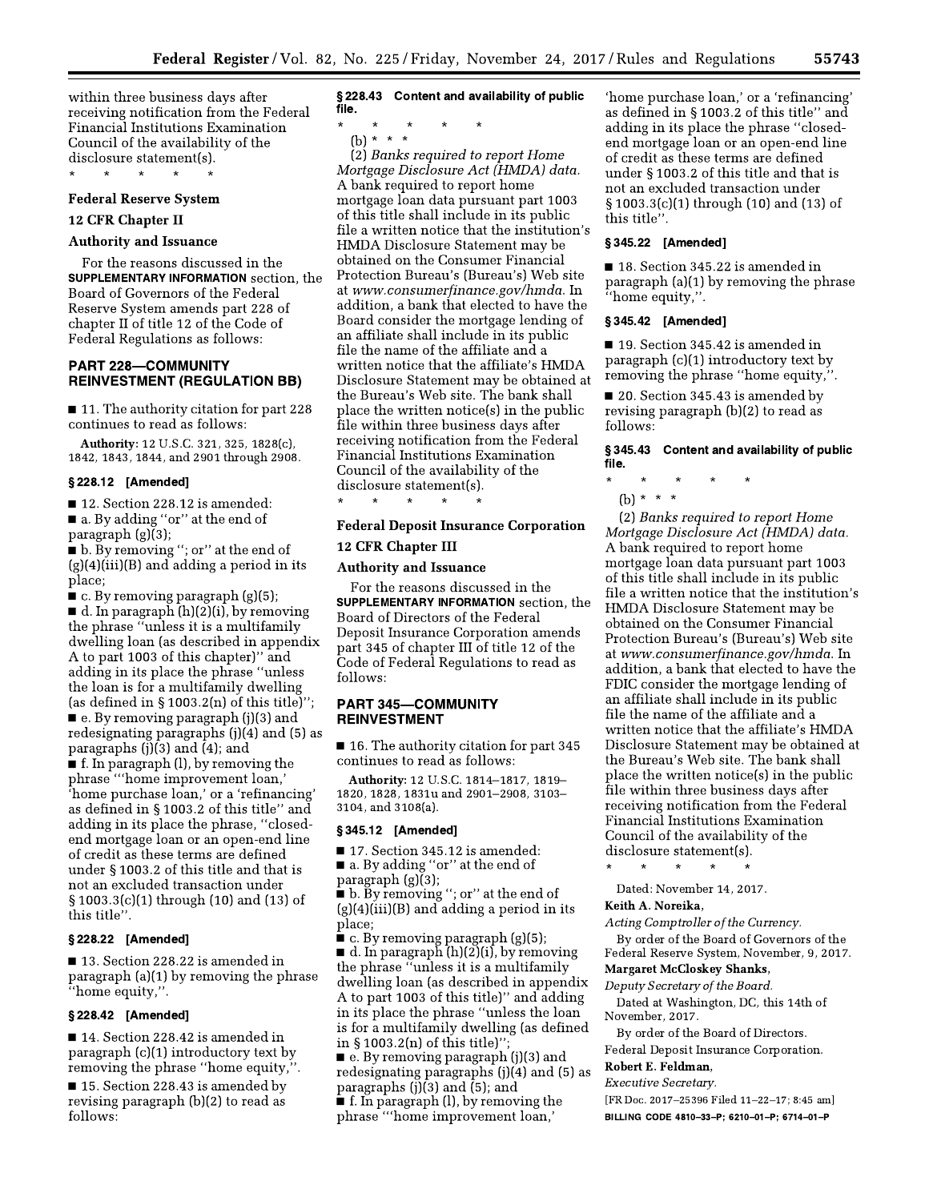within three business days after receiving notification from the Federal Financial Institutions Examination Council of the availability of the disclosure statement(s).

\* \* \* \* \*

## Federal Reserve System

## 12 CFR Chapter II

## Authority and Issuance

For the reasons discussed in the SUPPLEMENTARY INFORMATION section, the Board of Governors of the Federal Reserve System amends part 228 of chapter II of title 12 of the Code of Federal Regulations as follows:

## PART 228—COMMUNITY REINVESTMENT (REGULATION BB)

■ 11. The authority citation for part 228 continues to read as follows:

**Authority:** 12 U.S.C. 321, 325, 1828(c), 1842, 1843, 1844, and 2901 through 2908.

### § 228.12 [Amended]

■ 12. Section 228.12 is amended:

■ a. By adding "or" at the end of paragraph (g)(3);

■ b. By removing "; or" at the end of (g)(4)(iii)(B) and adding a period in its place;

■ c. By removing paragraph (g)(5);

■ d. In paragraph (h)(2)(i), by removing the phrase "unless it is a multifamily dwelling loan (as described in appendix A to part 1003 of this chapter)" and adding in its place the phrase "unless the loan is for a multifamily dwelling (as defined in § 1003.2(n) of this title)";

■ e. By removing paragraph (j)(3) and redesignating paragraphs (j)(4) and (5) as paragraphs (j)(3) and (4); and

■ f. In paragraph (l), by removing the phrase "'home improvement loan,' 'home purchase loan,' or a 'refinancing' as defined in § 1003.2 of this title" and adding in its place the phrase, "closed-end mortgage loan or an open-end line of credit as these terms are defined under § 1003.2 of this title and that is not an excluded transaction under § 1003.3(c)(1) through (10) and (13) of this title".

### § 228.22 [Amended]

■ 13. Section 228.22 is amended in paragraph (a)(1) by removing the phrase "home equity,".

### § 228.42 [Amended]

■ 14. Section 228.42 is amended in paragraph (c)(1) introductory text by removing the phrase "home equity,".

■ 15. Section 228.43 is amended by revising paragraph (b)(2) to read as follows:

### § 228.43 Content and availability of public file.

\* \* \* \* \*

(b) \* \* \*

(2) *Banks required to report Home Mortgage Disclosure Act (HMDA) data.* A bank required to report home mortgage loan data pursuant part 1003 of this title shall include in its public file a written notice that the institution's HMDA Disclosure Statement may be obtained on the Consumer Financial Protection Bureau's (Bureau's) Web site at *www.consumerfinance.gov/hmda.* In addition, a bank that elected to have the Board consider the mortgage lending of an affiliate shall include in its public file the name of the affiliate and a written notice that the affiliate's HMDA Disclosure Statement may be obtained at the Bureau's Web site. The bank shall place the written notice(s) in the public file within three business days after receiving notification from the Federal Financial Institutions Examination Council of the availability of the disclosure statement(s).

\* \* \* \* \*

## Federal Deposit Insurance Corporation

## 12 CFR Chapter III

## Authority and Issuance

For the reasons discussed in the SUPPLEMENTARY INFORMATION section, the Board of Directors of the Federal Deposit Insurance Corporation amends part 345 of chapter III of title 12 of the Code of Federal Regulations to read as follows:

## PART 345—COMMUNITY REINVESTMENT

■ 16. The authority citation for part 345 continues to read as follows:

**Authority:** 12 U.S.C. 1814–1817, 1819–1820, 1828, 1831u and 2901–2908, 3103–3104, and 3108(a).

### § 345.12 [Amended]

■ 17. Section 345.12 is amended:

■ a. By adding "or" at the end of paragraph (g)(3);

■ b. By removing "; or" at the end of (g)(4)(iii)(B) and adding a period in its place;

■ c. By removing paragraph (g)(5);

■ d. In paragraph (h)(2)(i), by removing the phrase "unless it is a multifamily dwelling loan (as described in appendix A to part 1003 of this title)" and adding in its place the phrase "unless the loan is for a multifamily dwelling (as defined in § 1003.2(n) of this title)";

■ e. By removing paragraph (j)(3) and redesignating paragraphs (j)(4) and (5) as paragraphs (j)(3) and (5); and

■ f. In paragraph (l), by removing the phrase "'home improvement loan,' 'home purchase loan,' or a 'refinancing' as defined in § 1003.2 of this title" and adding in its place the phrase "closed-end mortgage loan or an open-end line of credit as these terms are defined under § 1003.2 of this title and that is not an excluded transaction under § 1003.3(c)(1) through (10) and (13) of this title".

### § 345.22 [Amended]

■ 18. Section 345.22 is amended in paragraph (a)(1) by removing the phrase "home equity,".

### § 345.42 [Amended]

■ 19. Section 345.42 is amended in paragraph (c)(1) introductory text by removing the phrase "home equity,".

■ 20. Section 345.43 is amended by revising paragraph (b)(2) to read as follows:

### § 345.43 Content and availability of public file.

\* \* \* \* \*

(b) \* \* \*

(2) *Banks required to report Home Mortgage Disclosure Act (HMDA) data.* A bank required to report home mortgage loan data pursuant part 1003 of this title shall include in its public file a written notice that the institution's HMDA Disclosure Statement may be obtained on the Consumer Financial Protection Bureau's (Bureau's) Web site at *www.consumerfinance.gov/hmda.* In addition, a bank that elected to have the FDIC consider the mortgage lending of an affiliate shall include in its public file the name of the affiliate and a written notice that the affiliate's HMDA Disclosure Statement may be obtained at the Bureau's Web site. The bank shall place the written notice(s) in the public file within three business days after receiving notification from the Federal Financial Institutions Examination Council of the availability of the disclosure statement(s).

\* \* \* \* \*

Dated: November 14, 2017.

**Keith A. Noreika,**

*Acting Comptroller of the Currency.*

By order of the Board of Governors of the Federal Reserve System, November, 9, 2017.

**Margaret McCloskey Shanks,**

*Deputy Secretary of the Board.*

Dated at Washington, DC, this 14th of November, 2017.

By order of the Board of Directors.

Federal Deposit Insurance Corporation.

**Robert E. Feldman,**

*Executive Secretary.*

[FR Doc. 2017–25396 Filed 11–22–17; 8:45 am]

BILLING CODE 4810–33–P; 6210–01–P; 6714–01–P